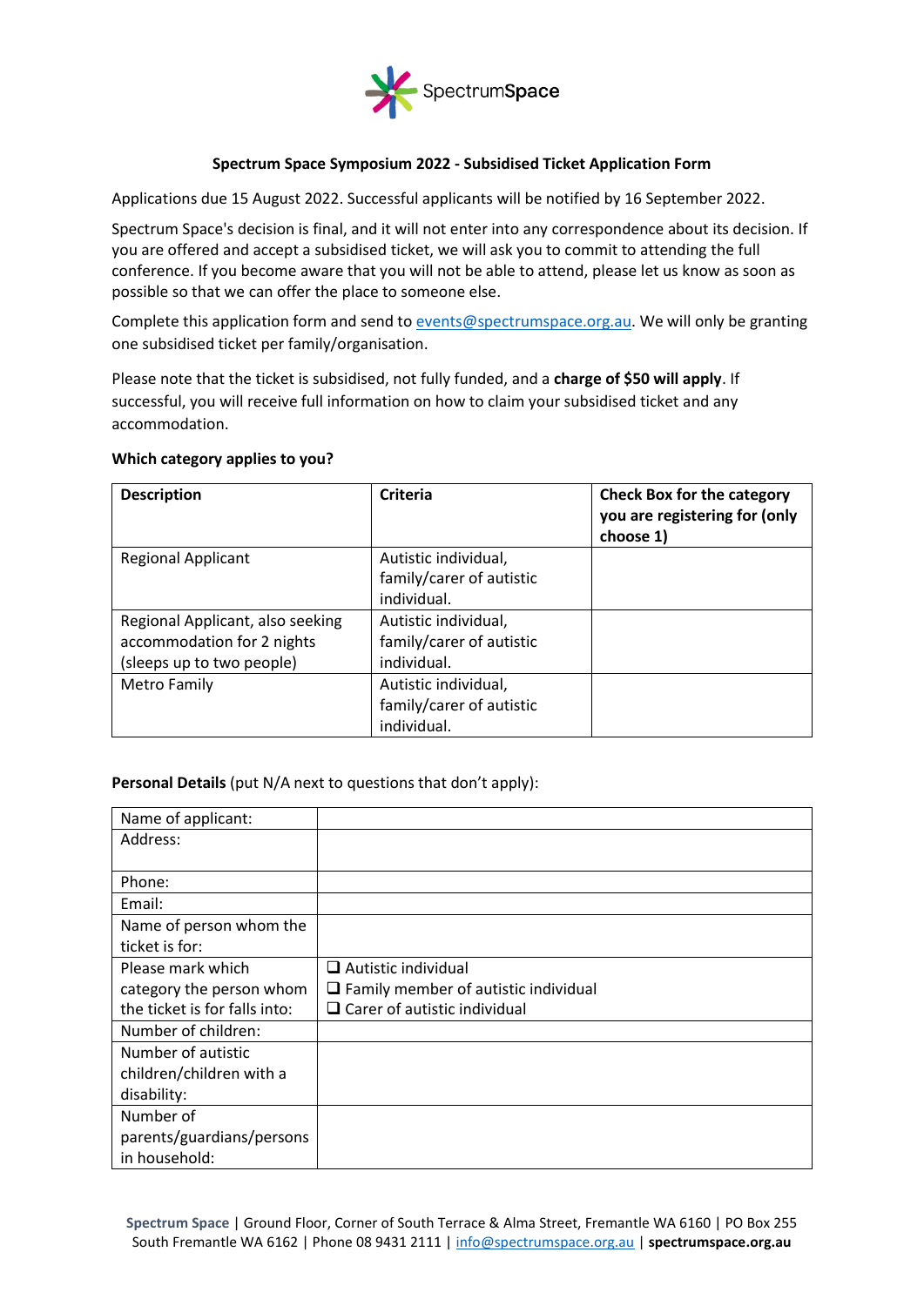SpectrumSpace

## Spectrum Space Symposium 2022 - Subsidised Ticket Application Form

Applications due 15 August 2022. Successful applicants will be notified by 16 September 2022.

Spectrum Space's decision is final, and it will not enter into any correspondence about its decision. If you are offered and accept a subsidised ticket, we will ask you to commit to attending the full conference. If you become aware that you will not be able to attend, please let us know as soon as possible so that we can offer the place to someone else.

Complete this application form and send to events@spectrumspace.org.au. We will only be granting one subsidised ticket per family/organisation.

Please note that the ticket is subsidised, not fully funded, and a **charge of $50 will apply**. If successful, you will receive full information on how to claim your subsidised ticket and any accommodation.

**Which category applies to you?**

| Description | Criteria | Check Box for the category you are registering for (only choose 1) |
|---|---|---|
| Regional Applicant | Autistic individual, family/carer of autistic individual. | |
| Regional Applicant, also seeking accommodation for 2 nights (sleeps up to two people) | Autistic individual, family/carer of autistic individual. | |
| Metro Family | Autistic individual, family/carer of autistic individual. | |

**Personal Details** (put N/A next to questions that don't apply):

| | |
|---|---|
| Name of applicant: | |
| Address: | |
| Phone: | |
| Email: | |
| Name of person whom the ticket is for: | |
| Please mark which category the person whom the ticket is for falls into: | ❑ Autistic individual<br>❑ Family member of autistic individual<br>❑ Carer of autistic individual |
| Number of children: | |
| Number of autistic children/children with a disability: | |
| Number of parents/guardians/persons in household: | |

**Spectrum Space** | Ground Floor, Corner of South Terrace & Alma Street, Fremantle WA 6160 | PO Box 255 South Fremantle WA 6162 | Phone 08 9431 2111 | info@spectrumspace.org.au | **spectrumspace.org.au**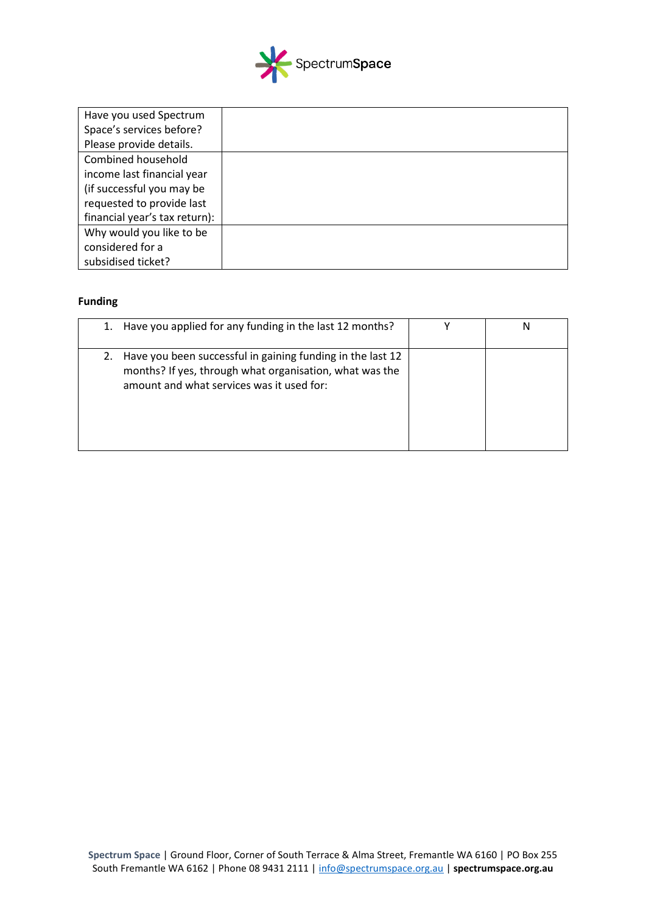| | |
|---|---|
| Have you used Spectrum Space's services before? Please provide details. | |
| Combined household income last financial year (if successful you may be requested to provide last financial year's tax return): | |
| Why would you like to be considered for a subsidised ticket? | |

**Funding**

| | | |
|---|---|---|
| 1. Have you applied for any funding in the last 12 months? | Y | N |
| 2. Have you been successful in gaining funding in the last 12 months? If yes, through what organisation, what was the amount and what services was it used for: | | |